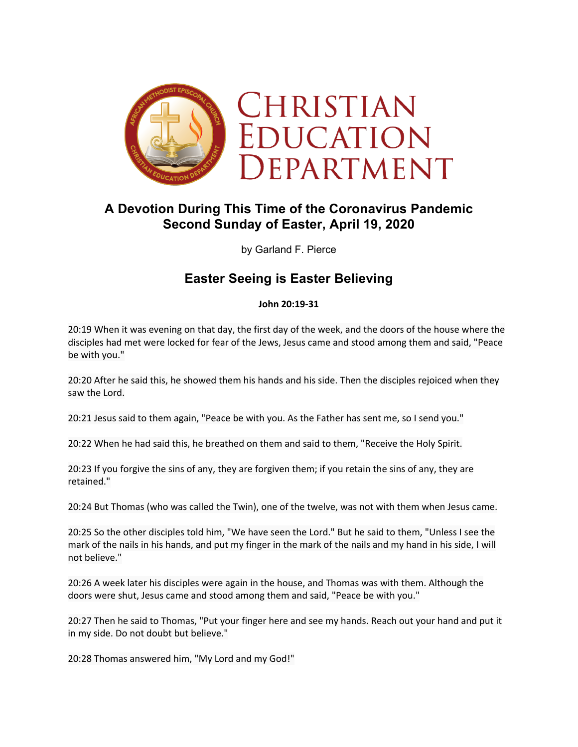# Christian Education Department

## A Devotion During This Time of the Coronavirus Pandemic
## Second Sunday of Easter, April 19, 2020

by Garland F. Pierce

## Easter Seeing is Easter Believing

**John 20:19-31**

20:19 When it was evening on that day, the first day of the week, and the doors of the house where the disciples had met were locked for fear of the Jews, Jesus came and stood among them and said, "Peace be with you."

20:20 After he said this, he showed them his hands and his side. Then the disciples rejoiced when they saw the Lord.

20:21 Jesus said to them again, "Peace be with you. As the Father has sent me, so I send you."

20:22 When he had said this, he breathed on them and said to them, "Receive the Holy Spirit.

20:23 If you forgive the sins of any, they are forgiven them; if you retain the sins of any, they are retained."

20:24 But Thomas (who was called the Twin), one of the twelve, was not with them when Jesus came.

20:25 So the other disciples told him, "We have seen the Lord." But he said to them, "Unless I see the mark of the nails in his hands, and put my finger in the mark of the nails and my hand in his side, I will not believe."

20:26 A week later his disciples were again in the house, and Thomas was with them. Although the doors were shut, Jesus came and stood among them and said, "Peace be with you."

20:27 Then he said to Thomas, "Put your finger here and see my hands. Reach out your hand and put it in my side. Do not doubt but believe."

20:28 Thomas answered him, "My Lord and my God!"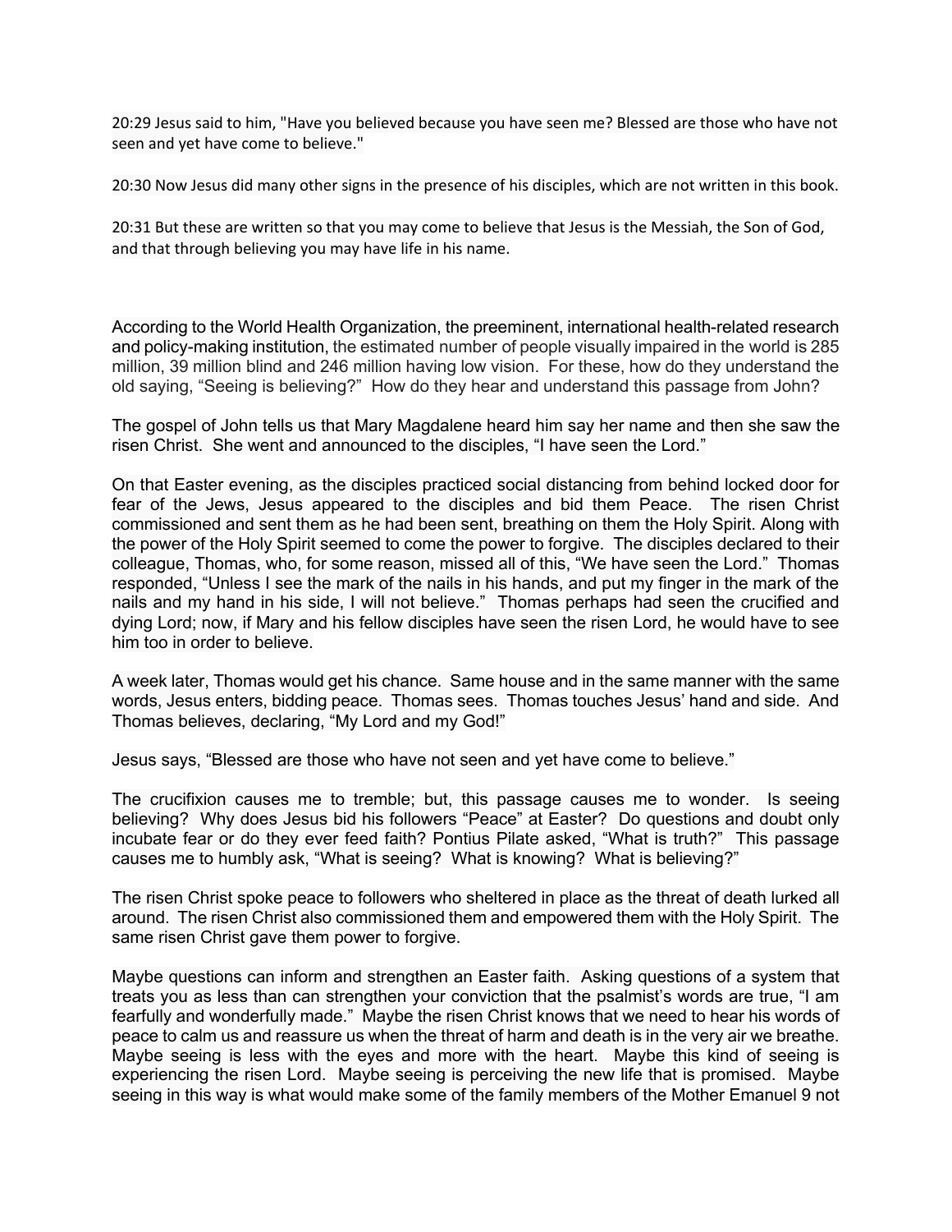20:29 Jesus said to him, "Have you believed because you have seen me? Blessed are those who have not seen and yet have come to believe."

20:30 Now Jesus did many other signs in the presence of his disciples, which are not written in this book.

20:31 But these are written so that you may come to believe that Jesus is the Messiah, the Son of God, and that through believing you may have life in his name.

According to the World Health Organization, the preeminent, international health-related research and policy-making institution, the estimated number of people visually impaired in the world is 285 million, 39 million blind and 246 million having low vision. For these, how do they understand the old saying, "Seeing is believing?" How do they hear and understand this passage from John?

The gospel of John tells us that Mary Magdalene heard him say her name and then she saw the risen Christ. She went and announced to the disciples, "I have seen the Lord."

On that Easter evening, as the disciples practiced social distancing from behind locked door for fear of the Jews, Jesus appeared to the disciples and bid them Peace. The risen Christ commissioned and sent them as he had been sent, breathing on them the Holy Spirit. Along with the power of the Holy Spirit seemed to come the power to forgive. The disciples declared to their colleague, Thomas, who, for some reason, missed all of this, "We have seen the Lord." Thomas responded, "Unless I see the mark of the nails in his hands, and put my finger in the mark of the nails and my hand in his side, I will not believe." Thomas perhaps had seen the crucified and dying Lord; now, if Mary and his fellow disciples have seen the risen Lord, he would have to see him too in order to believe.

A week later, Thomas would get his chance. Same house and in the same manner with the same words, Jesus enters, bidding peace. Thomas sees. Thomas touches Jesus' hand and side. And Thomas believes, declaring, "My Lord and my God!"

Jesus says, "Blessed are those who have not seen and yet have come to believe."

The crucifixion causes me to tremble; but, this passage causes me to wonder. Is seeing believing? Why does Jesus bid his followers "Peace" at Easter? Do questions and doubt only incubate fear or do they ever feed faith? Pontius Pilate asked, "What is truth?" This passage causes me to humbly ask, "What is seeing? What is knowing? What is believing?"

The risen Christ spoke peace to followers who sheltered in place as the threat of death lurked all around. The risen Christ also commissioned them and empowered them with the Holy Spirit. The same risen Christ gave them power to forgive.

Maybe questions can inform and strengthen an Easter faith. Asking questions of a system that treats you as less than can strengthen your conviction that the psalmist's words are true, "I am fearfully and wonderfully made." Maybe the risen Christ knows that we need to hear his words of peace to calm us and reassure us when the threat of harm and death is in the very air we breathe. Maybe seeing is less with the eyes and more with the heart. Maybe this kind of seeing is experiencing the risen Lord. Maybe seeing is perceiving the new life that is promised. Maybe seeing in this way is what would make some of the family members of the Mother Emanuel 9 not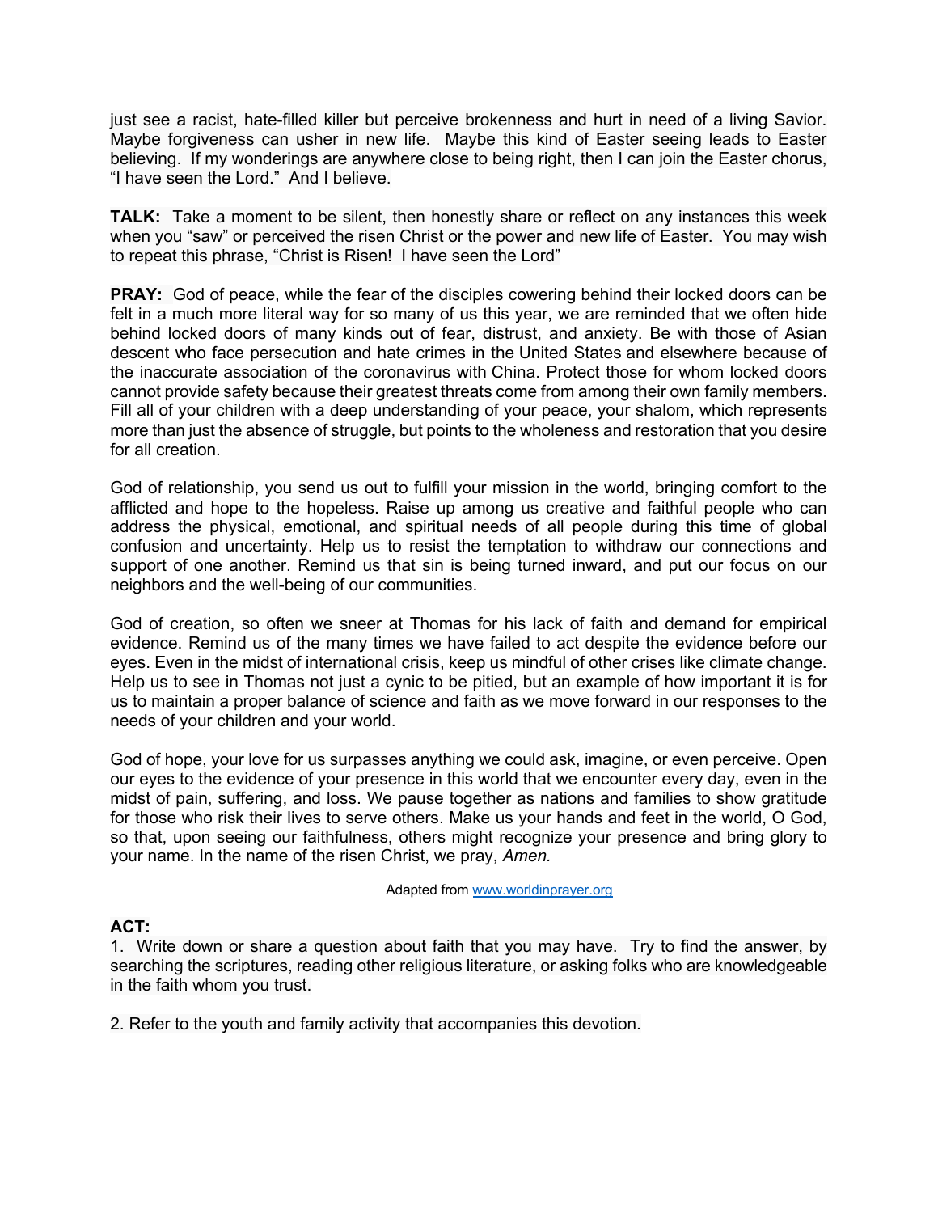just see a racist, hate-filled killer but perceive brokenness and hurt in need of a living Savior. Maybe forgiveness can usher in new life. Maybe this kind of Easter seeing leads to Easter believing. If my wonderings are anywhere close to being right, then I can join the Easter chorus, “I have seen the Lord.” And I believe.

**TALK:** Take a moment to be silent, then honestly share or reflect on any instances this week when you “saw” or perceived the risen Christ or the power and new life of Easter. You may wish to repeat this phrase, “Christ is Risen! I have seen the Lord”

**PRAY:** God of peace, while the fear of the disciples cowering behind their locked doors can be felt in a much more literal way for so many of us this year, we are reminded that we often hide behind locked doors of many kinds out of fear, distrust, and anxiety. Be with those of Asian descent who face persecution and hate crimes in the United States and elsewhere because of the inaccurate association of the coronavirus with China. Protect those for whom locked doors cannot provide safety because their greatest threats come from among their own family members. Fill all of your children with a deep understanding of your peace, your shalom, which represents more than just the absence of struggle, but points to the wholeness and restoration that you desire for all creation.

God of relationship, you send us out to fulfill your mission in the world, bringing comfort to the afflicted and hope to the hopeless. Raise up among us creative and faithful people who can address the physical, emotional, and spiritual needs of all people during this time of global confusion and uncertainty. Help us to resist the temptation to withdraw our connections and support of one another. Remind us that sin is being turned inward, and put our focus on our neighbors and the well-being of our communities.

God of creation, so often we sneer at Thomas for his lack of faith and demand for empirical evidence. Remind us of the many times we have failed to act despite the evidence before our eyes. Even in the midst of international crisis, keep us mindful of other crises like climate change. Help us to see in Thomas not just a cynic to be pitied, but an example of how important it is for us to maintain a proper balance of science and faith as we move forward in our responses to the needs of your children and your world.

God of hope, your love for us surpasses anything we could ask, imagine, or even perceive. Open our eyes to the evidence of your presence in this world that we encounter every day, even in the midst of pain, suffering, and loss. We pause together as nations and families to show gratitude for those who risk their lives to serve others. Make us your hands and feet in the world, O God, so that, upon seeing our faithfulness, others might recognize your presence and bring glory to your name. In the name of the risen Christ, we pray, *Amen.*

Adapted from [www.worldinprayer.org](http://www.worldinprayer.org)

**ACT:**

1. Write down or share a question about faith that you may have. Try to find the answer, by searching the scriptures, reading other religious literature, or asking folks who are knowledgeable in the faith whom you trust.

2. Refer to the youth and family activity that accompanies this devotion.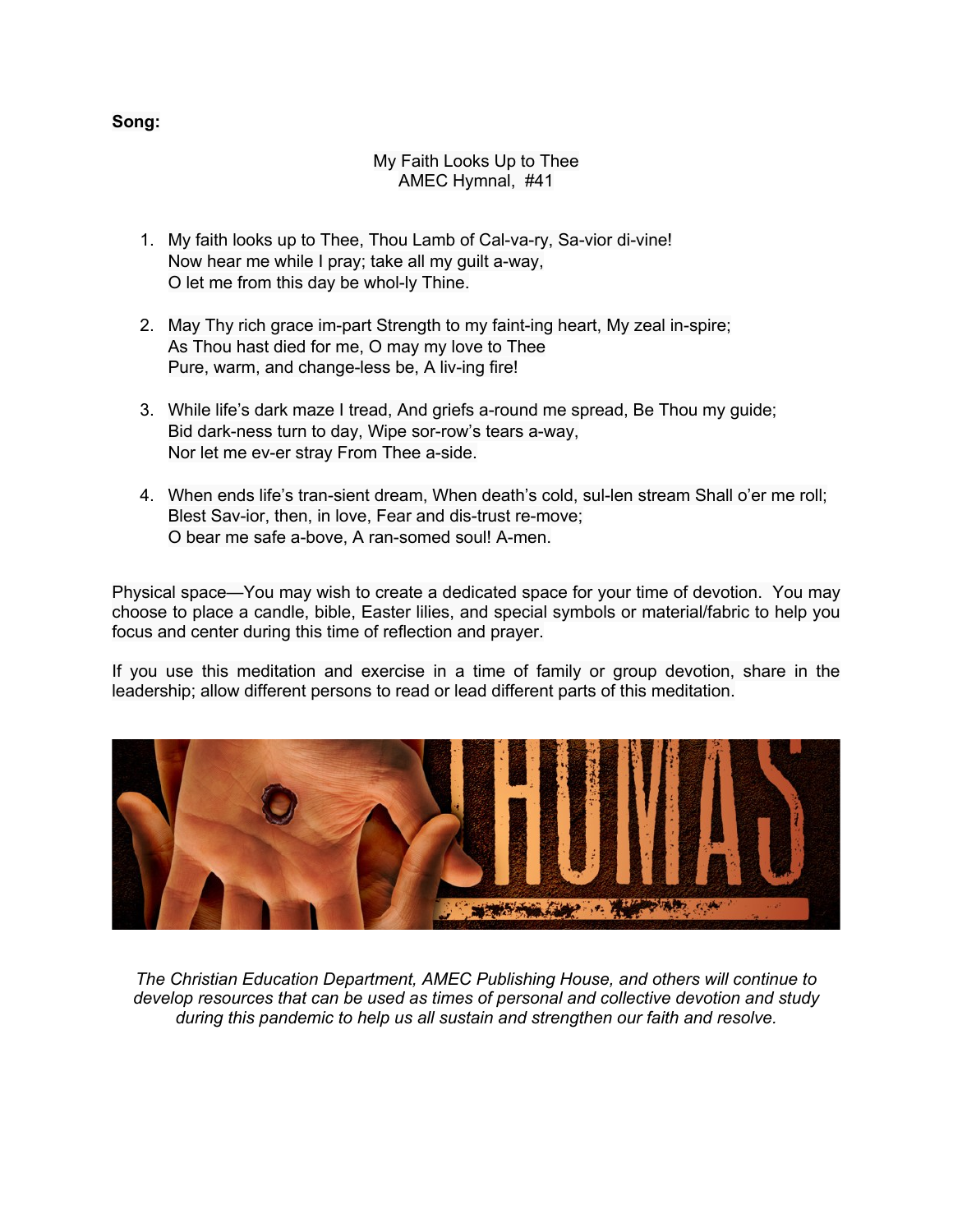**Song:**

My Faith Looks Up to Thee
AMEC Hymnal, #41

1. My faith looks up to Thee, Thou Lamb of Cal-va-ry, Sa-vior di-vine!
   Now hear me while I pray; take all my guilt a-way,
   O let me from this day be whol-ly Thine.

2. May Thy rich grace im-part Strength to my faint-ing heart, My zeal in-spire;
   As Thou hast died for me, O may my love to Thee
   Pure, warm, and change-less be, A liv-ing fire!

3. While life's dark maze I tread, And griefs a-round me spread, Be Thou my guide;
   Bid dark-ness turn to day, Wipe sor-row's tears a-way,
   Nor let me ev-er stray From Thee a-side.

4. When ends life's tran-sient dream, When death's cold, sul-len stream Shall o'er me roll;
   Blest Sav-ior, then, in love, Fear and dis-trust re-move;
   O bear me safe a-bove, A ran-somed soul! A-men.

Physical space—You may wish to create a dedicated space for your time of devotion. You may choose to place a candle, bible, Easter lilies, and special symbols or material/fabric to help you focus and center during this time of reflection and prayer.

If you use this meditation and exercise in a time of family or group devotion, share in the leadership; allow different persons to read or lead different parts of this meditation.

*The Christian Education Department, AMEC Publishing House, and others will continue to develop resources that can be used as times of personal and collective devotion and study during this pandemic to help us all sustain and strengthen our faith and resolve.*